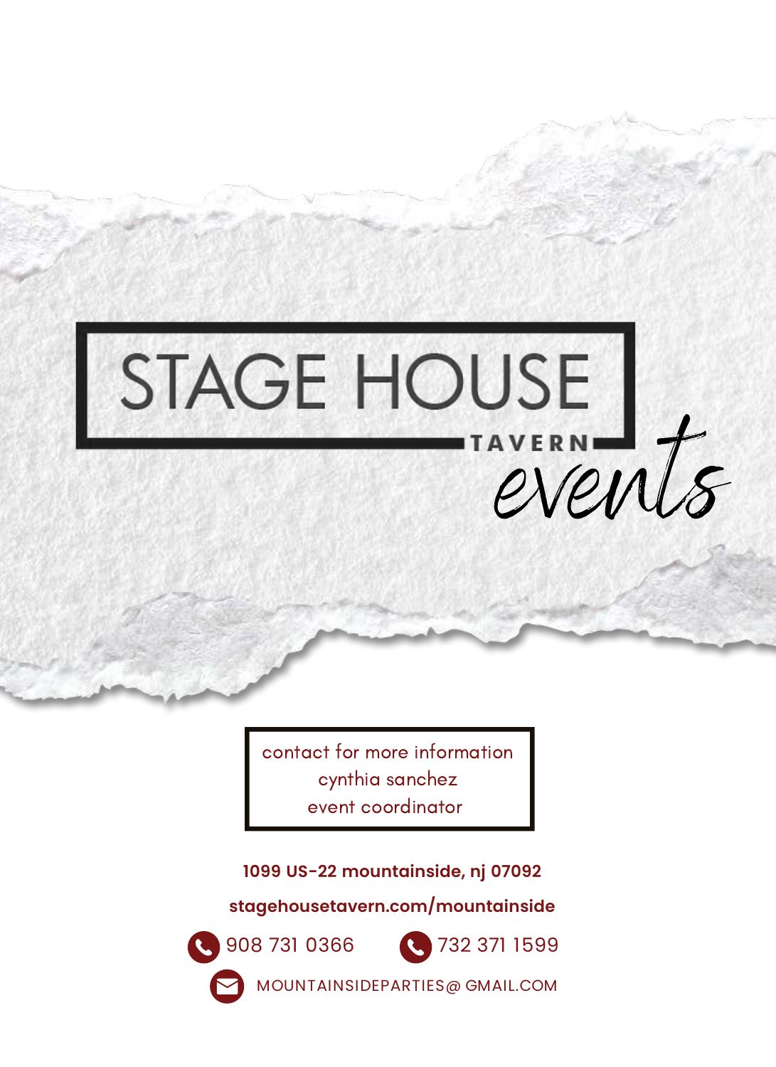# STAGE HOUSE TAVERN

## *events*

contact for more information
cynthia sanchez
event coordinator

**1099 US-22 mountainside, nj 07092**

**stagehousetavern.com/mountainside**

908 731 0366 | 732 371 1599

MOUNTAINSIDEPARTIES@ GMAIL.COM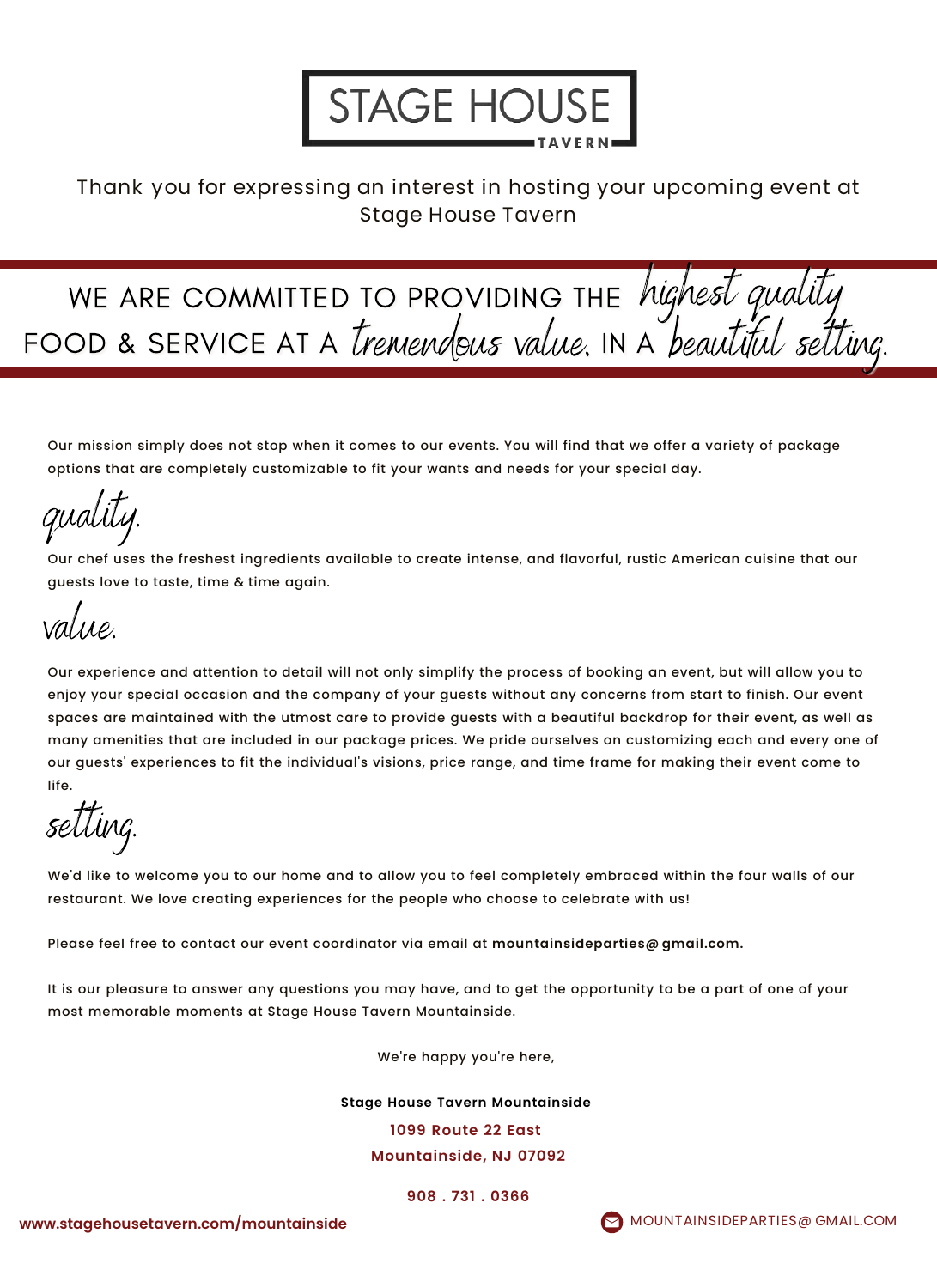# STAGE HOUSE TAVERN

Thank you for expressing an interest in hosting your upcoming event at Stage House Tavern

## WE ARE COMMITTED TO PROVIDING THE *highest quality* FOOD & SERVICE AT A *tremendous value*, IN A *beautiful setting.*

Our mission simply does not stop when it comes to our events. You will find that we offer a variety of package options that are completely customizable to fit your wants and needs for your special day.

### *quality.*

Our chef uses the freshest ingredients available to create intense, and flavorful, rustic American cuisine that our guests love to taste, time & time again.

### *value.*

Our experience and attention to detail will not only simplify the process of booking an event, but will allow you to enjoy your special occasion and the company of your guests without any concerns from start to finish. Our event spaces are maintained with the utmost care to provide guests with a beautiful backdrop for their event, as well as many amenities that are included in our package prices. We pride ourselves on customizing each and every one of our guests' experiences to fit the individual's visions, price range, and time frame for making their event come to life.

### *setting.*

We'd like to welcome you to our home and to allow you to feel completely embraced within the four walls of our restaurant. We love creating experiences for the people who choose to celebrate with us!

Please feel free to contact our event coordinator via email at **mountainsideparties@gmail.com.**

It is our pleasure to answer any questions you may have, and to get the opportunity to be a part of one of your most memorable moments at Stage House Tavern Mountainside.

We're happy you're here,

**Stage House Tavern Mountainside**
**1099 Route 22 East**
**Mountainside, NJ 07092**

**908 . 731 . 0366**

**www.stagehousetavern.com/mountainside**

MOUNTAINSIDEPARTIES@GMAIL.COM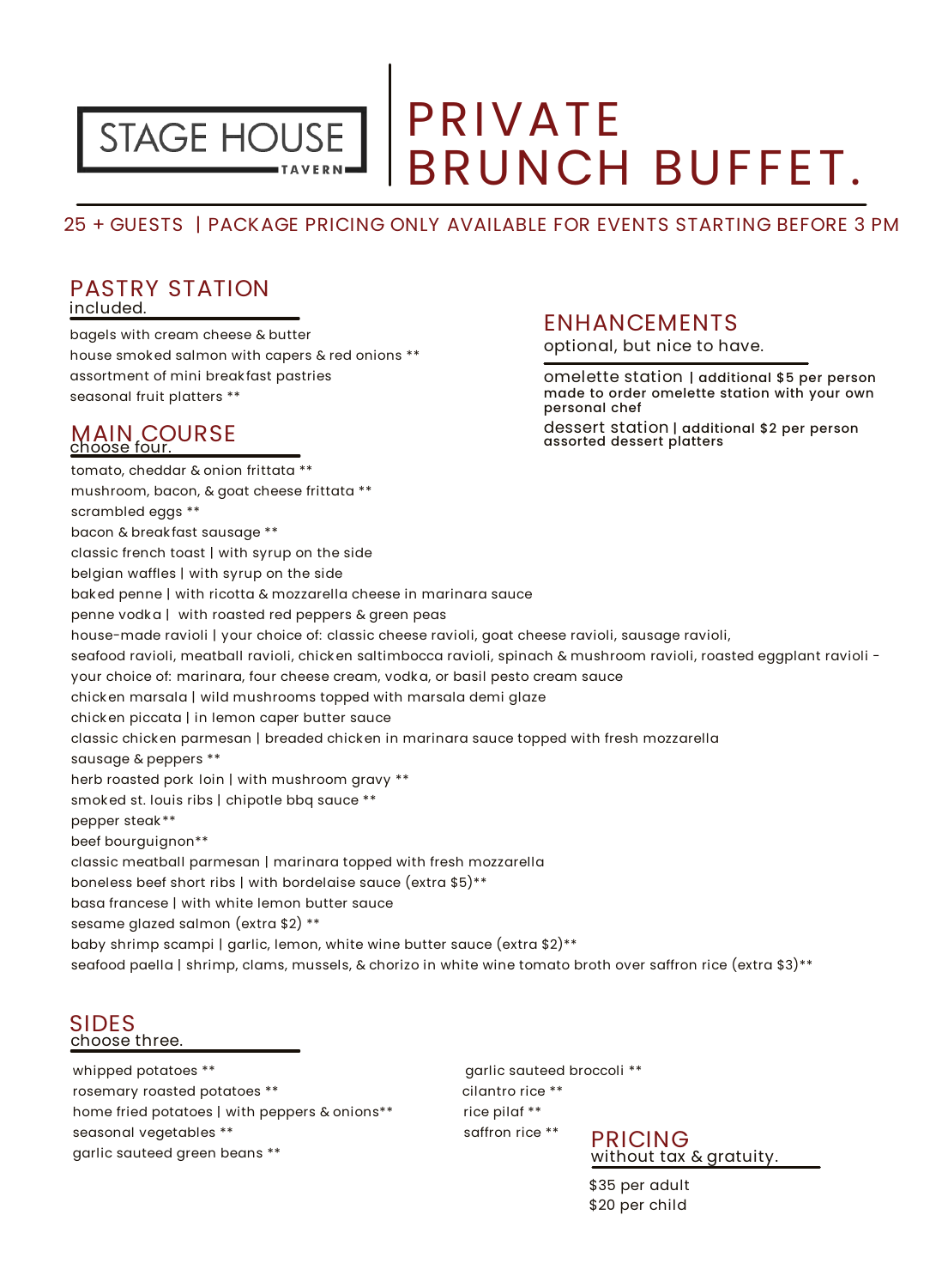STAGE HOUSE TAVERN

# PRIVATE BRUNCH BUFFET.

25 + GUESTS | PACKAGE PRICING ONLY AVAILABLE FOR EVENTS STARTING BEFORE 3 PM

## PASTRY STATION

included.

- bagels with cream cheese & butter
- house smoked salmon with capers & red onions **
- assortment of mini breakfast pastries
- seasonal fruit platters **

## MAIN COURSE

choose four.

- tomato, cheddar & onion frittata **
- mushroom, bacon, & goat cheese frittata **
- scrambled eggs **
- bacon & breakfast sausage **
- classic french toast | with syrup on the side
- belgian waffles | with syrup on the side
- baked penne | with ricotta & mozzarella cheese in marinara sauce
- penne vodka | with roasted red peppers & green peas
- house-made ravioli | your choice of: classic cheese ravioli, goat cheese ravioli, sausage ravioli, seafood ravioli, meatball ravioli, chicken saltimbocca ravioli, spinach & mushroom ravioli, roasted eggplant ravioli - your choice of: marinara, four cheese cream, vodka, or basil pesto cream sauce
- chicken marsala | wild mushrooms topped with marsala demi glaze
- chicken piccata | in lemon caper butter sauce
- classic chicken parmesan | breaded chicken in marinara sauce topped with fresh mozzarella
- sausage & peppers **
- herb roasted pork loin | with mushroom gravy **
- smoked st. louis ribs | chipotle bbq sauce **
- pepper steak**
- beef bourguignon**
- classic meatball parmesan | marinara topped with fresh mozzarella
- boneless beef short ribs | with bordelaise sauce (extra $5)**
- basa francese | with white lemon butter sauce
- sesame glazed salmon (extra $2) **
- baby shrimp scampi | garlic, lemon, white wine butter sauce (extra $2)**
- seafood paella | shrimp, clams, mussels, & chorizo in white wine tomato broth over saffron rice (extra $3)**

## ENHANCEMENTS

optional, but nice to have.

omelette station | additional $5 per person
made to order omelette station with your own personal chef

dessert station | additional $2 per person
assorted dessert platters

## SIDES

choose three.

- whipped potatoes **
- rosemary roasted potatoes **
- home fried potatoes | with peppers & onions**
- seasonal vegetables **
- garlic sauteed green beans **
- garlic sauteed broccoli **
- cilantro rice **
- rice pilaf **
- saffron rice **

## PRICING

without tax & gratuity.

$35 per adult
$20 per child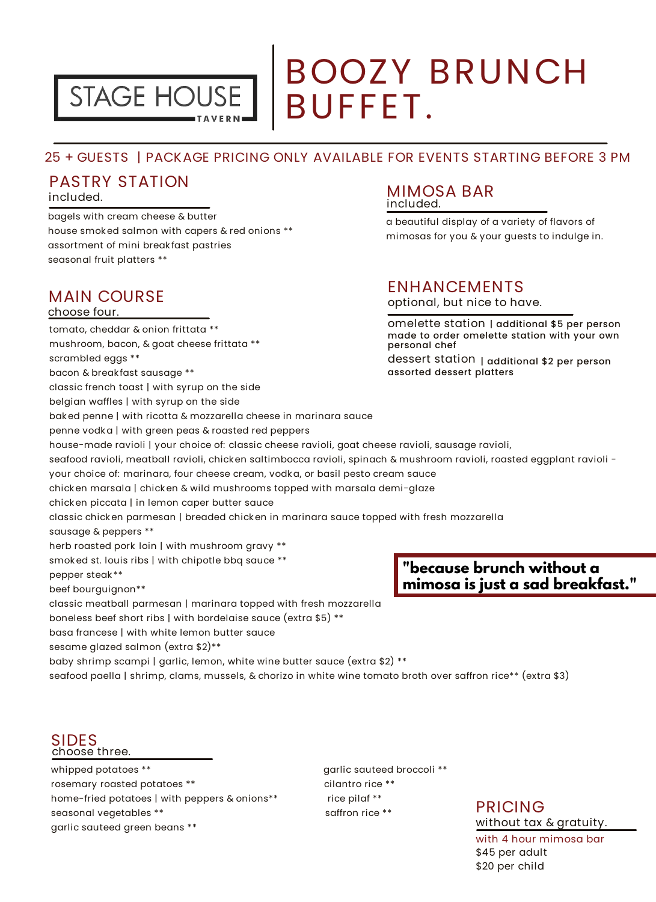STAGE HOUSE TAVERN

# BOOZY BRUNCH BUFFET.

25 + GUESTS | PACKAGE PRICING ONLY AVAILABLE FOR EVENTS STARTING BEFORE 3 PM

## PASTRY STATION

included.

- bagels with cream cheese & butter
- house smoked salmon with capers & red onions **
- assortment of mini breakfast pastries
- seasonal fruit platters **

## MIMOSA BAR

included.

a beautiful display of a variety of flavors of mimosas for you & your guests to indulge in.

## MAIN COURSE

choose four.

- tomato, cheddar & onion frittata **
- mushroom, bacon, & goat cheese frittata **
- scrambled eggs **
- bacon & breakfast sausage **
- classic french toast | with syrup on the side
- belgian waffles | with syrup on the side
- baked penne | with ricotta & mozzarella cheese in marinara sauce
- penne vodka | with green peas & roasted red peppers
- house-made ravioli | your choice of: classic cheese ravioli, goat cheese ravioli, sausage ravioli, seafood ravioli, meatball ravioli, chicken saltimbocca ravioli, spinach & mushroom ravioli, roasted eggplant ravioli - your choice of: marinara, four cheese cream, vodka, or basil pesto cream sauce
- chicken marsala | chicken & wild mushrooms topped with marsala demi-glaze
- chicken piccata | in lemon caper butter sauce
- classic chicken parmesan | breaded chicken in marinara sauce topped with fresh mozzarella
- sausage & peppers **
- herb roasted pork loin | with mushroom gravy **
- smoked st. louis ribs | with chipotle bbq sauce **
- pepper steak**
- beef bourguignon**
- classic meatball parmesan | marinara topped with fresh mozzarella
- boneless beef short ribs | with bordelaise sauce (extra $5) **
- basa francese | with white lemon butter sauce
- sesame glazed salmon (extra $2)**
- baby shrimp scampi | garlic, lemon, white wine butter sauce (extra $2) **
- seafood paella | shrimp, clams, mussels, & chorizo in white wine tomato broth over saffron rice** (extra $3)

## ENHANCEMENTS

optional, but nice to have.

**omelette station** | additional $5 per person
made to order omelette station with your own personal chef

**dessert station** | additional $2 per person
assorted dessert platters

**"because brunch without a mimosa is just a sad breakfast."**

## SIDES

choose three.

- whipped potatoes **
- rosemary roasted potatoes **
- home-fried potatoes | with peppers & onions**
- seasonal vegetables **
- garlic sauteed green beans **
- garlic sauteed broccoli **
- cilantro rice **
- rice pilaf **
- saffron rice **

## PRICING

without tax & gratuity.

with 4 hour mimosa bar

$45 per adult
$20 per child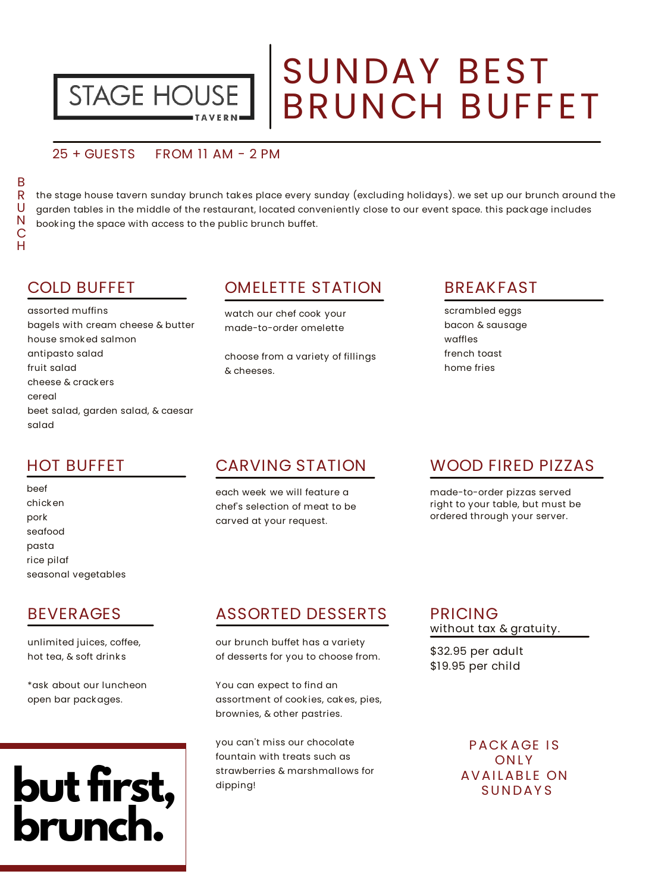STAGE HOUSE TAVERN

# SUNDAY BEST BRUNCH BUFFET

25 + GUESTS FROM 11 AM - 2 PM

BRUNCH

the stage house tavern sunday brunch takes place every sunday (excluding holidays). we set up our brunch around the garden tables in the middle of the restaurant, located conveniently close to our event space. this package includes booking the space with access to the public brunch buffet.

## COLD BUFFET

assorted muffins
bagels with cream cheese & butter
house smoked salmon
antipasto salad
fruit salad
cheese & crackers
cereal
beet salad, garden salad, & caesar salad

## OMELETTE STATION

watch our chef cook your made-to-order omelette

choose from a variety of fillings & cheeses.

## BREAKFAST

scrambled eggs
bacon & sausage
waffles
french toast
home fries

## HOT BUFFET

beef
chicken
pork
seafood
pasta
rice pilaf
seasonal vegetables

## CARVING STATION

each week we will feature a chef's selection of meat to be carved at your request.

## WOOD FIRED PIZZAS

made-to-order pizzas served right to your table, but must be ordered through your server.

## BEVERAGES

unlimited juices, coffee, hot tea, & soft drinks

*ask about our luncheon open bar packages.

## ASSORTED DESSERTS

our brunch buffet has a variety of desserts for you to choose from.

You can expect to find an assortment of cookies, cakes, pies, brownies, & other pastries.

you can't miss our chocolate fountain with treats such as strawberries & marshmallows for dipping!

## PRICING

without tax & gratuity.

$32.95 per adult
$19.95 per child

PACKAGE IS ONLY AVAILABLE ON SUNDAYS

**but first, brunch.**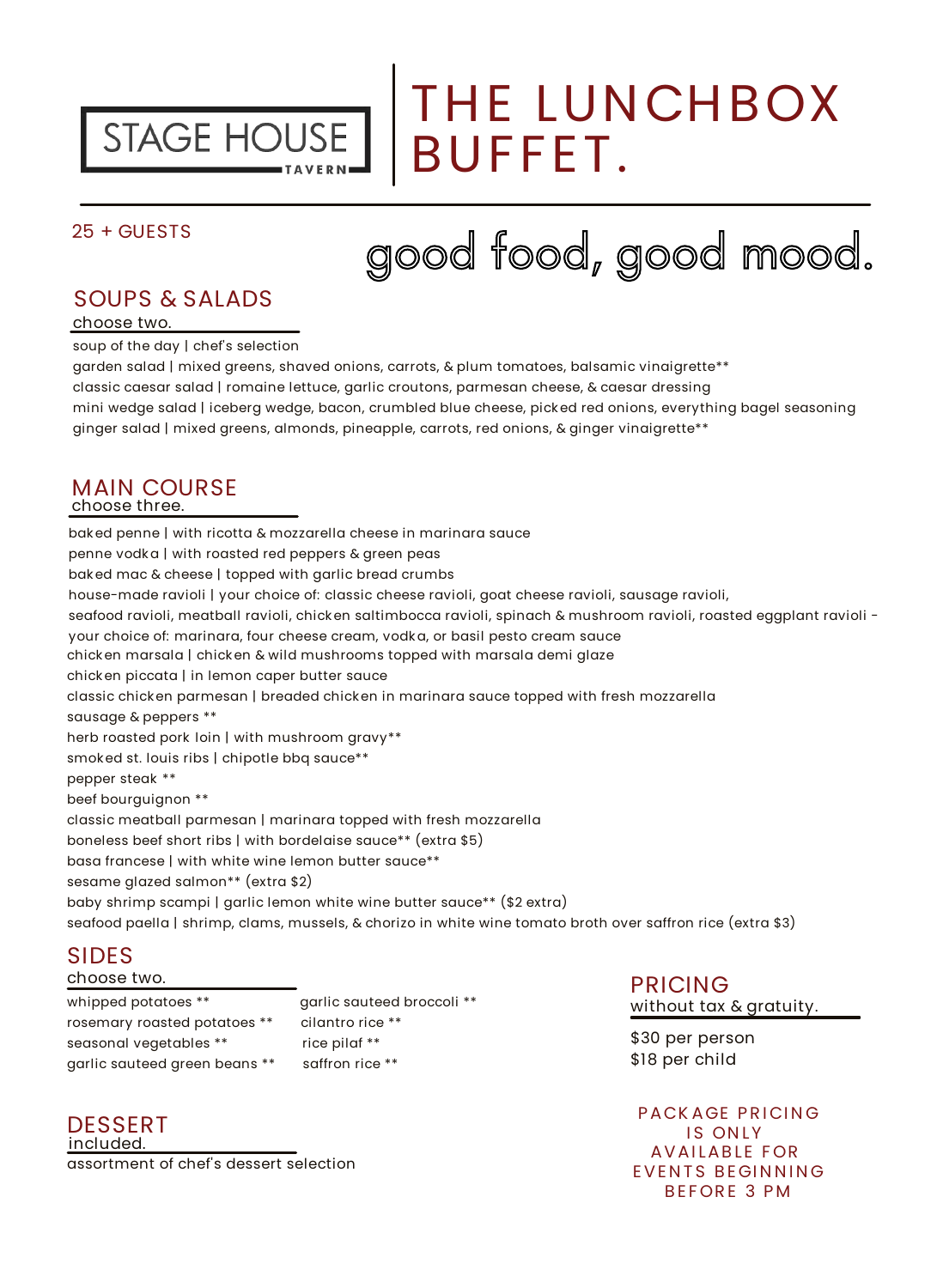STAGE HOUSE TAVERN

# THE LUNCHBOX BUFFET.

25 + GUESTS

good food, good mood.

## SOUPS & SALADS

choose two.

soup of the day | chef's selection
garden salad | mixed greens, shaved onions, carrots, & plum tomatoes, balsamic vinaigrette**
classic caesar salad | romaine lettuce, garlic croutons, parmesan cheese, & caesar dressing
mini wedge salad | iceberg wedge, bacon, crumbled blue cheese, picked red onions, everything bagel seasoning
ginger salad | mixed greens, almonds, pineapple, carrots, red onions, & ginger vinaigrette**

## MAIN COURSE

choose three.

baked penne | with ricotta & mozzarella cheese in marinara sauce
penne vodka | with roasted red peppers & green peas
baked mac & cheese | topped with garlic bread crumbs
house-made ravioli | your choice of: classic cheese ravioli, goat cheese ravioli, sausage ravioli, seafood ravioli, meatball ravioli, chicken saltimbocca ravioli, spinach & mushroom ravioli, roasted eggplant ravioli - your choice of: marinara, four cheese cream, vodka, or basil pesto cream sauce
chicken marsala | chicken & wild mushrooms topped with marsala demi glaze
chicken piccata | in lemon caper butter sauce
classic chicken parmesan | breaded chicken in marinara sauce topped with fresh mozzarella
sausage & peppers **
herb roasted pork loin | with mushroom gravy**
smoked st. louis ribs | chipotle bbq sauce**
pepper steak **
beef bourguignon **
classic meatball parmesan | marinara topped with fresh mozzarella
boneless beef short ribs | with bordelaise sauce** (extra $5)
basa francese | with white wine lemon butter sauce**
sesame glazed salmon** (extra $2)
baby shrimp scampi | garlic lemon white wine butter sauce** ($2 extra)
seafood paella | shrimp, clams, mussels, & chorizo in white wine tomato broth over saffron rice (extra $3)

## SIDES

choose two.

whipped potatoes **
rosemary roasted potatoes **
seasonal vegetables **
garlic sauteed green beans **
garlic sauteed broccoli **
cilantro rice **
rice pilaf **
saffron rice **

## DESSERT

included.

assortment of chef's dessert selection

## PRICING

without tax & gratuity.

$30 per person
$18 per child

PACKAGE PRICING IS ONLY AVAILABLE FOR EVENTS BEGINNING BEFORE 3 PM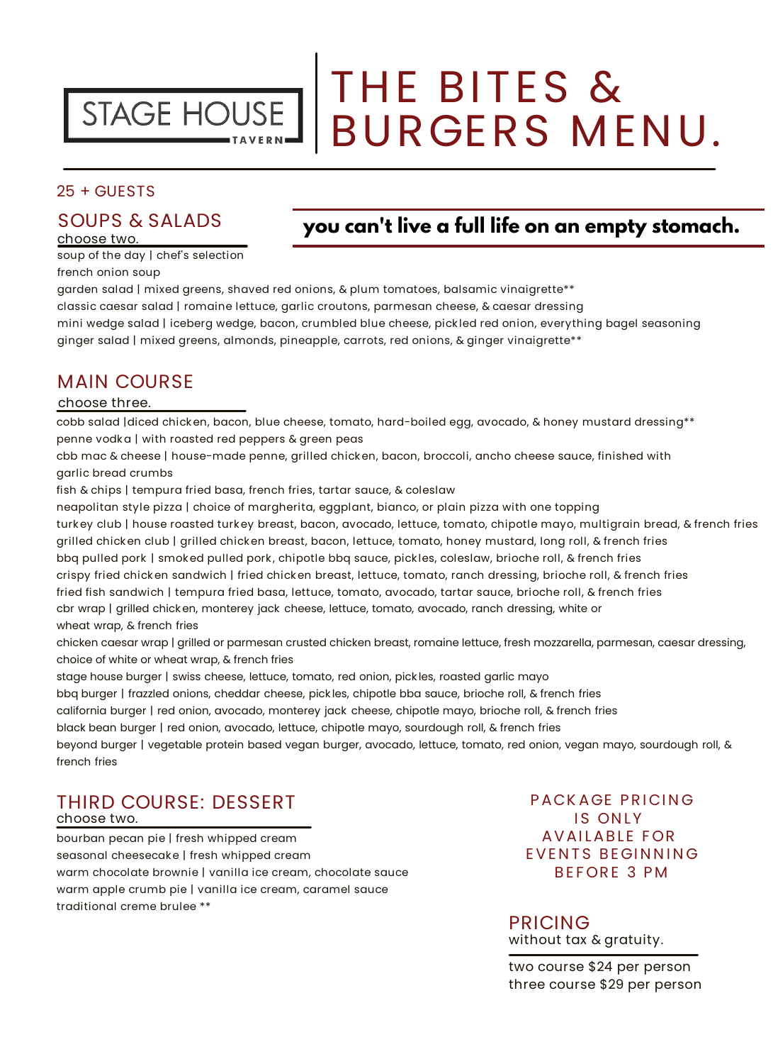STAGE HOUSE TAVERN

# THE BITES & BURGERS MENU.

25 + GUESTS

**you can't live a full life on an empty stomach.**

## SOUPS & SALADS

choose two.

soup of the day | chef's selection

french onion soup

garden salad | mixed greens, shaved red onions, & plum tomatoes, balsamic vinaigrette**

classic caesar salad | romaine lettuce, garlic croutons, parmesan cheese, & caesar dressing

mini wedge salad | iceberg wedge, bacon, crumbled blue cheese, pickled red onion, everything bagel seasoning

ginger salad | mixed greens, almonds, pineapple, carrots, red onions, & ginger vinaigrette**

## MAIN COURSE

choose three.

cobb salad |diced chicken, bacon, blue cheese, tomato, hard-boiled egg, avocado, & honey mustard dressing**

penne vodka | with roasted red peppers & green peas

cbb mac & cheese | house-made penne, grilled chicken, bacon, broccoli, ancho cheese sauce, finished with garlic bread crumbs

fish & chips | tempura fried basa, french fries, tartar sauce, & coleslaw

neapolitan style pizza | choice of margherita, eggplant, bianco, or plain pizza with one topping

turkey club | house roasted turkey breast, bacon, avocado, lettuce, tomato, chipotle mayo, multigrain bread, & french fries

grilled chicken club | grilled chicken breast, bacon, lettuce, tomato, honey mustard, long roll, & french fries

bbq pulled pork | smoked pulled pork, chipotle bbq sauce, pickles, coleslaw, brioche roll, & french fries

crispy fried chicken sandwich | fried chicken breast, lettuce, tomato, ranch dressing, brioche roll, & french fries

fried fish sandwich | tempura fried basa, lettuce, tomato, avocado, tartar sauce, brioche roll, & french fries

cbr wrap | grilled chicken, monterey jack cheese, lettuce, tomato, avocado, ranch dressing, white or wheat wrap, & french fries

chicken caesar wrap | grilled or parmesan crusted chicken breast, romaine lettuce, fresh mozzarella, parmesan, caesar dressing, choice of white or wheat wrap, & french fries

stage house burger | swiss cheese, lettuce, tomato, red onion, pickles, roasted garlic mayo

bbq burger | frazzled onions, cheddar cheese, pickles, chipotle bba sauce, brioche roll, & french fries

california burger | red onion, avocado, monterey jack cheese, chipotle mayo, brioche roll, & french fries

black bean burger | red onion, avocado, lettuce, chipotle mayo, sourdough roll, & french fries

beyond burger | vegetable protein based vegan burger, avocado, lettuce, tomato, red onion, vegan mayo, sourdough roll, & french fries

## THIRD COURSE: DESSERT

choose two.

bourban pecan pie | fresh whipped cream

seasonal cheesecake | fresh whipped cream

warm chocolate brownie | vanilla ice cream, chocolate sauce

warm apple crumb pie | vanilla ice cream, caramel sauce

traditional creme brulee **

PACKAGE PRICING IS ONLY AVAILABLE FOR EVENTS BEGINNING BEFORE 3 PM

## PRICING

without tax & gratuity.

two course $24 per person

three course $29 per person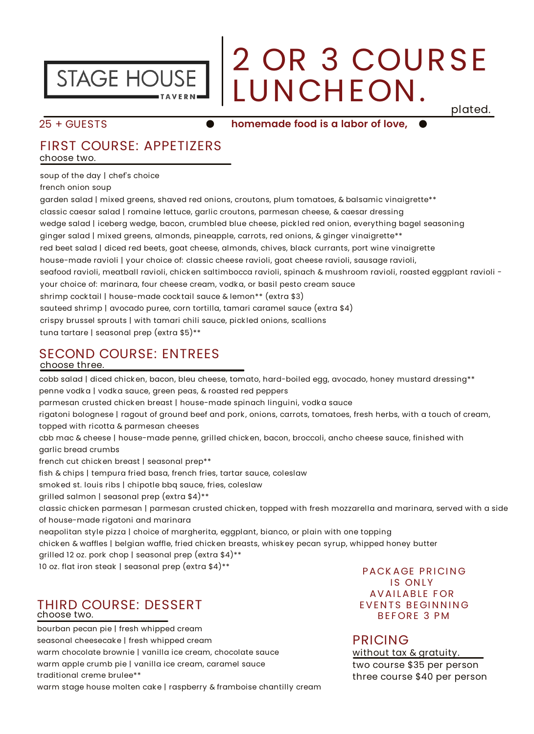STAGE HOUSE TAVERN

# 2 OR 3 COURSE LUNCHEON.

plated.

25 + GUESTS ● **homemade food is a labor of love,** ●

## FIRST COURSE: APPETIZERS

choose two.

soup of the day | chef's choice
french onion soup
garden salad | mixed greens, shaved red onions, croutons, plum tomatoes, & balsamic vinaigrette**
classic caesar salad | romaine lettuce, garlic croutons, parmesan cheese, & caesar dressing
wedge salad | iceberg wedge, bacon, crumbled blue cheese, pickled red onion, everything bagel seasoning
ginger salad | mixed greens, almonds, pineapple, carrots, red onions, & ginger vinaigrette**
red beet salad | diced red beets, goat cheese, almonds, chives, black currants, port wine vinaigrette
house-made ravioli | your choice of: classic cheese ravioli, goat cheese ravioli, sausage ravioli, seafood ravioli, meatball ravioli, chicken saltimbocca ravioli, spinach & mushroom ravioli, roasted eggplant ravioli - your choice of: marinara, four cheese cream, vodka, or basil pesto cream sauce
shrimp cocktail | house-made cocktail sauce & lemon** (extra $3)
sauteed shrimp | avocado puree, corn tortilla, tamari caramel sauce (extra $4)
crispy brussel sprouts | with tamari chili sauce, pickled onions, scallions
tuna tartare | seasonal prep (extra $5)**

## SECOND COURSE: ENTREES

choose three.

cobb salad | diced chicken, bacon, bleu cheese, tomato, hard-boiled egg, avocado, honey mustard dressing**
penne vodka | vodka sauce, green peas, & roasted red peppers
parmesan crusted chicken breast | house-made spinach linguini, vodka sauce
rigatoni bolognese | ragout of ground beef and pork, onions, carrots, tomatoes, fresh herbs, with a touch of cream, topped with ricotta & parmesan cheeses
cbb mac & cheese | house-made penne, grilled chicken, bacon, broccoli, ancho cheese sauce, finished with garlic bread crumbs
french cut chicken breast | seasonal prep**
fish & chips | tempura fried basa, french fries, tartar sauce, coleslaw
smoked st. louis ribs | chipotle bbq sauce, fries, coleslaw
grilled salmon | seasonal prep (extra $4)**
classic chicken parmesan | parmesan crusted chicken, topped with fresh mozzarella and marinara, served with a side of house-made rigatoni and marinara
neapolitan style pizza | choice of margherita, eggplant, bianco, or plain with one topping
chicken & waffles | belgian waffle, fried chicken breasts, whiskey pecan syrup, whipped honey butter
grilled 12 oz. pork chop | seasonal prep (extra $4)**
10 oz. flat iron steak | seasonal prep (extra $4)**

## THIRD COURSE: DESSERT

choose two.

bourban pecan pie | fresh whipped cream
seasonal cheesecake | fresh whipped cream
warm chocolate brownie | vanilla ice cream, chocolate sauce
warm apple crumb pie | vanilla ice cream, caramel sauce
traditional creme brulee**
warm stage house molten cake | raspberry & framboise chantilly cream

PACKAGE PRICING IS ONLY AVAILABLE FOR EVENTS BEGINNING BEFORE 3 PM

## PRICING

without tax & gratuity.

two course $35 per person
three course $40 per person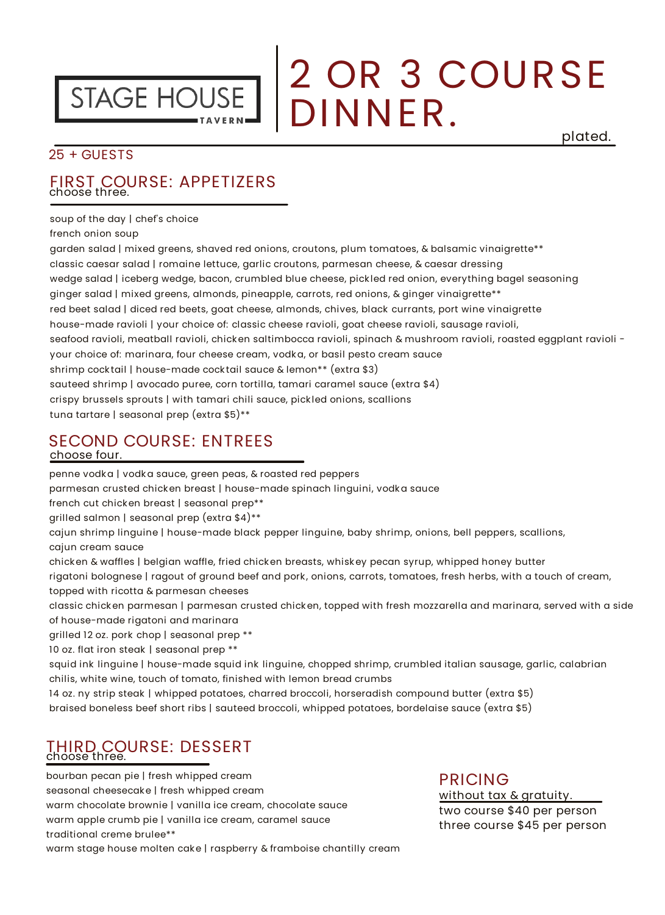STAGE HOUSE
TAVERN

# 2 OR 3 COURSE DINNER.

plated.

25 + GUESTS

## FIRST COURSE: APPETIZERS

choose three.

soup of the day | chef's choice
french onion soup
garden salad | mixed greens, shaved red onions, croutons, plum tomatoes, & balsamic vinaigrette**
classic caesar salad | romaine lettuce, garlic croutons, parmesan cheese, & caesar dressing
wedge salad | iceberg wedge, bacon, crumbled blue cheese, pickled red onion, everything bagel seasoning
ginger salad | mixed greens, almonds, pineapple, carrots, red onions, & ginger vinaigrette**
red beet salad | diced red beets, goat cheese, almonds, chives, black currants, port wine vinaigrette
house-made ravioli | your choice of: classic cheese ravioli, goat cheese ravioli, sausage ravioli, seafood ravioli, meatball ravioli, chicken saltimbocca ravioli, spinach & mushroom ravioli, roasted eggplant ravioli - your choice of: marinara, four cheese cream, vodka, or basil pesto cream sauce
shrimp cocktail | house-made cocktail sauce & lemon** (extra $3)
sauteed shrimp | avocado puree, corn tortilla, tamari caramel sauce (extra $4)
crispy brussels sprouts | with tamari chili sauce, pickled onions, scallions
tuna tartare | seasonal prep (extra $5)**

## SECOND COURSE: ENTREES

choose four.

penne vodka | vodka sauce, green peas, & roasted red peppers
parmesan crusted chicken breast | house-made spinach linguini, vodka sauce
french cut chicken breast | seasonal prep**
grilled salmon | seasonal prep (extra $4)**
cajun shrimp linguine | house-made black pepper linguine, baby shrimp, onions, bell peppers, scallions, cajun cream sauce
chicken & waffles | belgian waffle, fried chicken breasts, whiskey pecan syrup, whipped honey butter
rigatoni bolognese | ragout of ground beef and pork, onions, carrots, tomatoes, fresh herbs, with a touch of cream, topped with ricotta & parmesan cheeses
classic chicken parmesan | parmesan crusted chicken, topped with fresh mozzarella and marinara, served with a side of house-made rigatoni and marinara
grilled 12 oz. pork chop | seasonal prep **
10 oz. flat iron steak | seasonal prep **
squid ink linguine | house-made squid ink linguine, chopped shrimp, crumbled italian sausage, garlic, calabrian chilis, white wine, touch of tomato, finished with lemon bread crumbs
14 oz. ny strip steak | whipped potatoes, charred broccoli, horseradish compound butter (extra $5)
braised boneless beef short ribs | sauteed broccoli, whipped potatoes, bordelaise sauce (extra $5)

## THIRD COURSE: DESSERT

choose three.

bourban pecan pie | fresh whipped cream
seasonal cheesecake | fresh whipped cream
warm chocolate brownie | vanilla ice cream, chocolate sauce
warm apple crumb pie | vanilla ice cream, caramel sauce
traditional creme brulee**
warm stage house molten cake | raspberry & framboise chantilly cream

## PRICING

without tax & gratuity.

two course $40 per person
three course $45 per person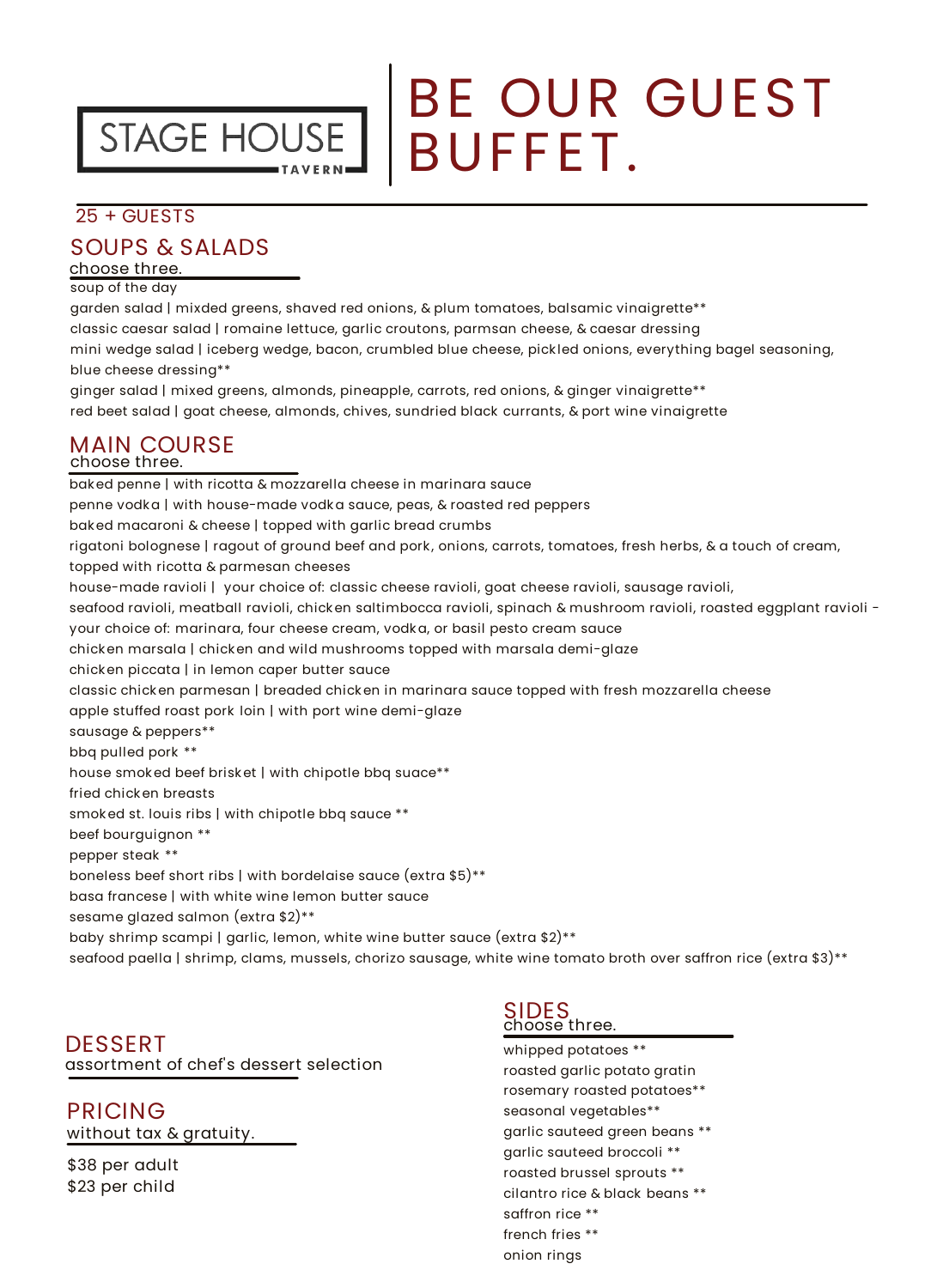STAGE HOUSE TAVERN

# BE OUR GUEST BUFFET.

25 + GUESTS

## SOUPS & SALADS

choose three.

soup of the day

garden salad | mixded greens, shaved red onions, & plum tomatoes, balsamic vinaigrette**

classic caesar salad | romaine lettuce, garlic croutons, parmsan cheese, & caesar dressing

mini wedge salad | iceberg wedge, bacon, crumbled blue cheese, pickled onions, everything bagel seasoning, blue cheese dressing**

ginger salad | mixed greens, almonds, pineapple, carrots, red onions, & ginger vinaigrette**

red beet salad | goat cheese, almonds, chives, sundried black currants, & port wine vinaigrette

## MAIN COURSE

choose three.

baked penne | with ricotta & mozzarella cheese in marinara sauce

penne vodka | with house-made vodka sauce, peas, & roasted red peppers

baked macaroni & cheese | topped with garlic bread crumbs

rigatoni bolognese | ragout of ground beef and pork, onions, carrots, tomatoes, fresh herbs, & a touch of cream, topped with ricotta & parmesan cheeses

house-made ravioli | your choice of: classic cheese ravioli, goat cheese ravioli, sausage ravioli, seafood ravioli, meatball ravioli, chicken saltimbocca ravioli, spinach & mushroom ravioli, roasted eggplant ravioli - your choice of: marinara, four cheese cream, vodka, or basil pesto cream sauce

chicken marsala | chicken and wild mushrooms topped with marsala demi-glaze

chicken piccata | in lemon caper butter sauce

classic chicken parmesan | breaded chicken in marinara sauce topped with fresh mozzarella cheese

apple stuffed roast pork loin | with port wine demi-glaze

sausage & peppers**

bbq pulled pork **

house smoked beef brisket | with chipotle bbq suace**

fried chicken breasts

smoked st. louis ribs | with chipotle bbq sauce **

beef bourguignon **

pepper steak **

boneless beef short ribs | with bordelaise sauce (extra $5)**

basa francese | with white wine lemon butter sauce

sesame glazed salmon (extra $2)**

baby shrimp scampi | garlic, lemon, white wine butter sauce (extra $2)**

seafood paella | shrimp, clams, mussels, chorizo sausage, white wine tomato broth over saffron rice (extra $3)**

## DESSERT

assortment of chef's dessert selection

## PRICING

without tax & gratuity.

$38 per adult
$23 per child

## SIDES

choose three.

whipped potatoes **

roasted garlic potato gratin

rosemary roasted potatoes**

seasonal vegetables**

garlic sauteed green beans **

garlic sauteed broccoli **

roasted brussel sprouts **

cilantro rice & black beans **

saffron rice **

french fries **

onion rings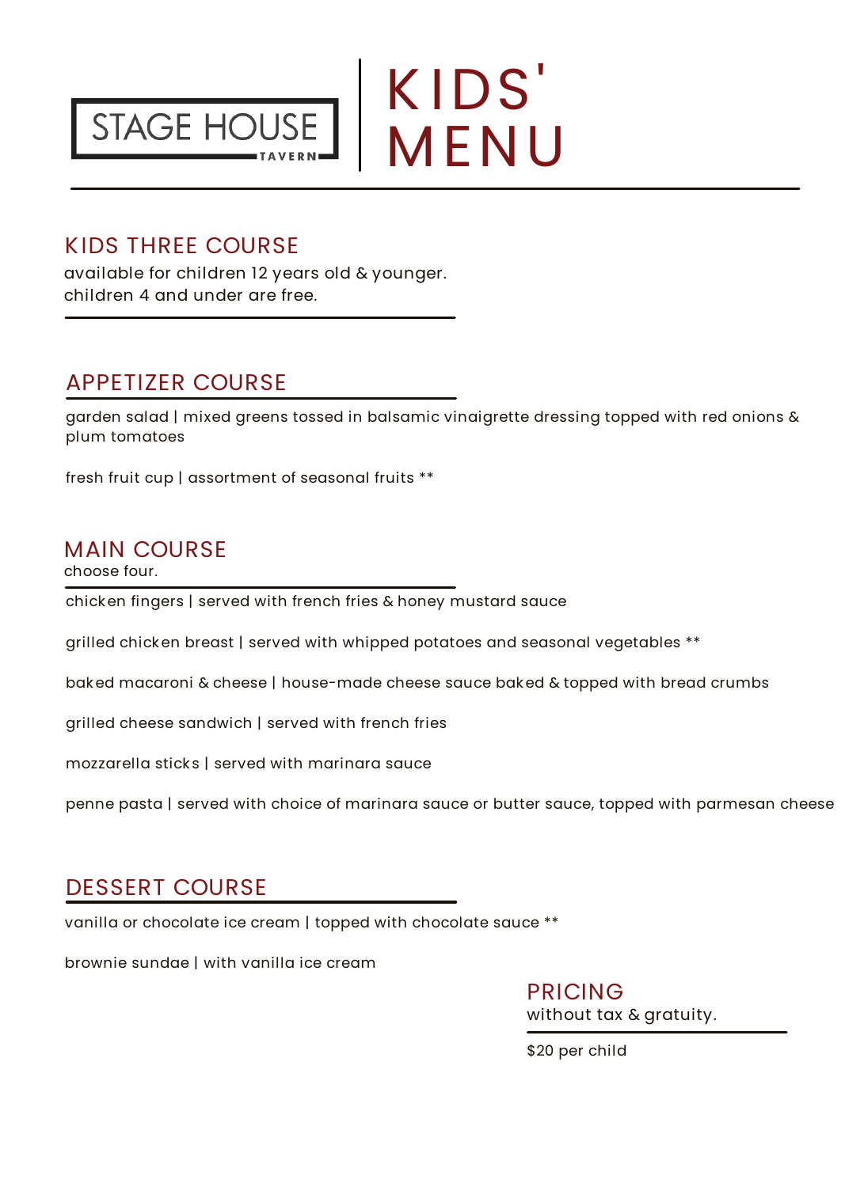# STAGE HOUSE TAVERN | KIDS' MENU

## KIDS THREE COURSE

available for children 12 years old & younger.
children 4 and under are free.

## APPETIZER COURSE

garden salad | mixed greens tossed in balsamic vinaigrette dressing topped with red onions & plum tomatoes

fresh fruit cup | assortment of seasonal fruits **

## MAIN COURSE

choose four.

chicken fingers | served with french fries & honey mustard sauce

grilled chicken breast | served with whipped potatoes and seasonal vegetables **

baked macaroni & cheese | house-made cheese sauce baked & topped with bread crumbs

grilled cheese sandwich | served with french fries

mozzarella sticks | served with marinara sauce

penne pasta | served with choice of marinara sauce or butter sauce, topped with parmesan cheese

## DESSERT COURSE

vanilla or chocolate ice cream | topped with chocolate sauce **

brownie sundae | with vanilla ice cream

## PRICING

without tax & gratuity.

$20 per child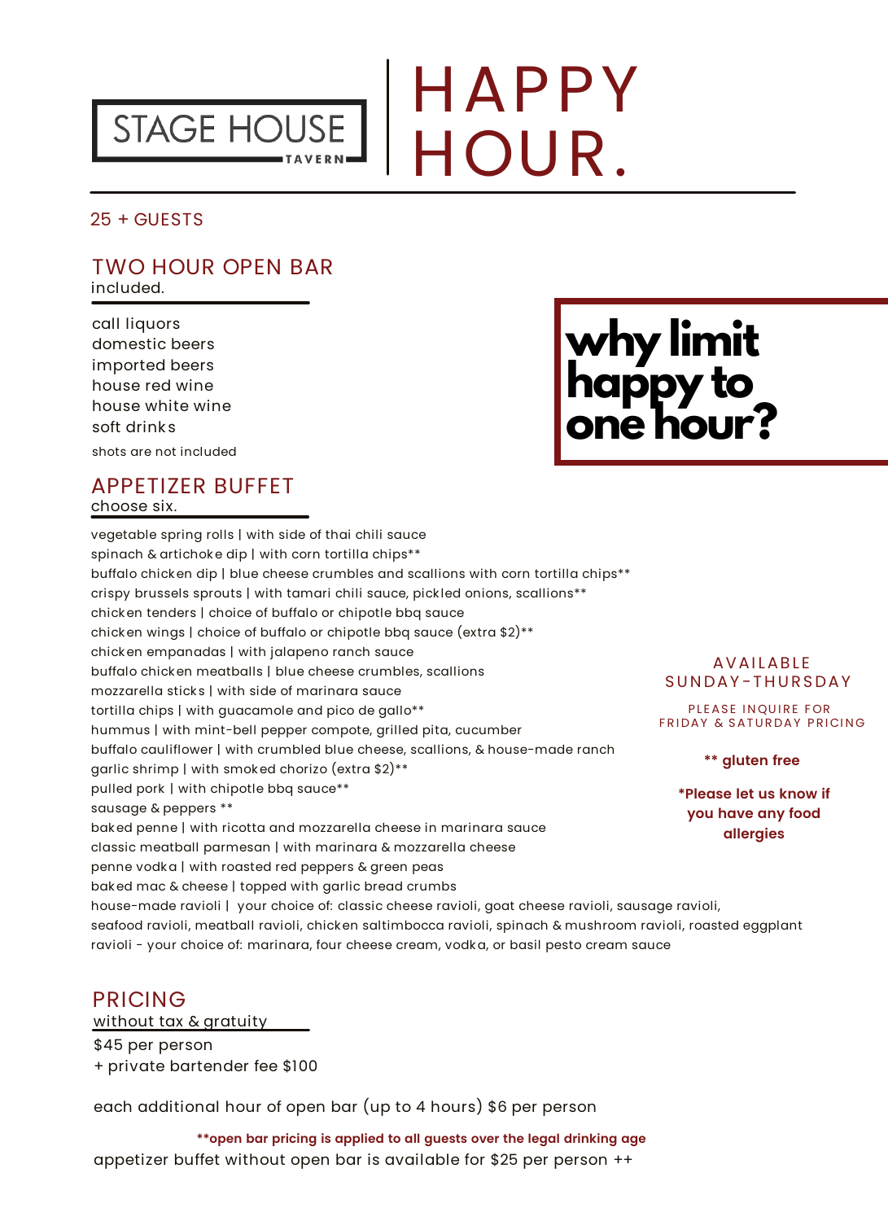# STAGE HOUSE TAVERN | HAPPY HOUR.

25 + GUESTS

## TWO HOUR OPEN BAR

included.

- call liquors
- domestic beers
- imported beers
- house red wine
- house white wine
- soft drinks

shots are not included

**why limit happy to one hour?**

## APPETIZER BUFFET

choose six.

- vegetable spring rolls | with side of thai chili sauce
- spinach & artichoke dip | with corn tortilla chips**
- buffalo chicken dip | blue cheese crumbles and scallions with corn tortilla chips**
- crispy brussels sprouts | with tamari chili sauce, pickled onions, scallions**
- chicken tenders | choice of buffalo or chipotle bbq sauce
- chicken wings | choice of buffalo or chipotle bbq sauce (extra $2)**
- chicken empanadas | with jalapeno ranch sauce
- buffalo chicken meatballs | blue cheese crumbles, scallions
- mozzarella sticks | with side of marinara sauce
- tortilla chips | with guacamole and pico de gallo**
- hummus | with mint-bell pepper compote, grilled pita, cucumber
- buffalo cauliflower | with crumbled blue cheese, scallions, & house-made ranch
- garlic shrimp | with smoked chorizo (extra $2)**
- pulled pork | with chipotle bbq sauce**
- sausage & peppers **
- baked penne | with ricotta and mozzarella cheese in marinara sauce
- classic meatball parmesan | with marinara & mozzarella cheese
- penne vodka | with roasted red peppers & green peas
- baked mac & cheese | topped with garlic bread crumbs
- house-made ravioli | your choice of: classic cheese ravioli, goat cheese ravioli, sausage ravioli, seafood ravioli, meatball ravioli, chicken saltimbocca ravioli, spinach & mushroom ravioli, roasted eggplant ravioli - your choice of: marinara, four cheese cream, vodka, or basil pesto cream sauce

AVAILABLE SUNDAY-THURSDAY

PLEASE INQUIRE FOR FRIDAY & SATURDAY PRICING

**** gluten free**

***Please let us know if you have any food allergies**

## PRICING

without tax & gratuity

$45 per person
+ private bartender fee $100

each additional hour of open bar (up to 4 hours) $6 per person

****open bar pricing is applied to all guests over the legal drinking age**

appetizer buffet without open bar is available for $25 per person ++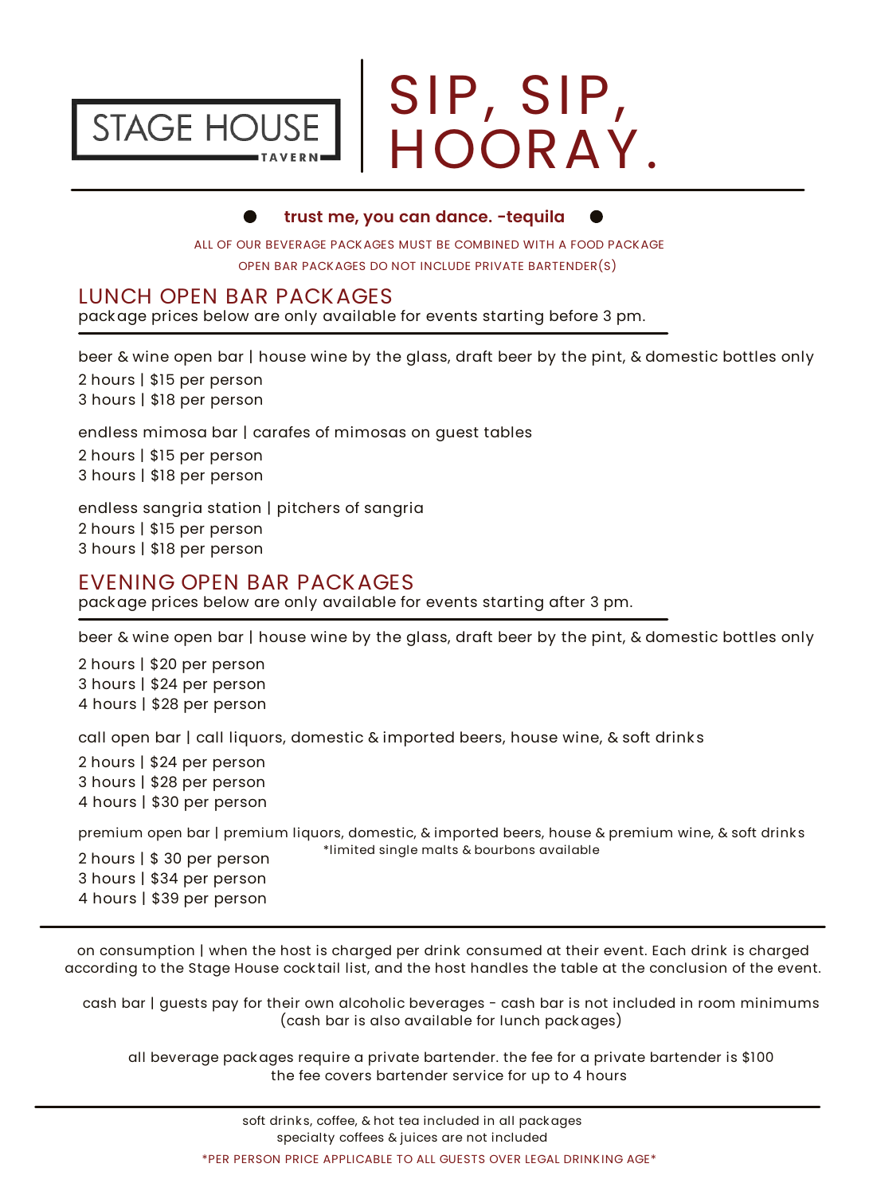STAGE HOUSE TAVERN

# SIP, SIP, HOORAY.

**trust me, you can dance. -tequila**

ALL OF OUR BEVERAGE PACKAGES MUST BE COMBINED WITH A FOOD PACKAGE

OPEN BAR PACKAGES DO NOT INCLUDE PRIVATE BARTENDER(S)

## LUNCH OPEN BAR PACKAGES

package prices below are only available for events starting before 3 pm.

beer & wine open bar | house wine by the glass, draft beer by the pint, & domestic bottles only

2 hours | $15 per person
3 hours | $18 per person

endless mimosa bar | carafes of mimosas on guest tables

2 hours | $15 per person
3 hours | $18 per person

endless sangria station | pitchers of sangria

2 hours | $15 per person
3 hours | $18 per person

## EVENING OPEN BAR PACKAGES

package prices below are only available for events starting after 3 pm.

beer & wine open bar | house wine by the glass, draft beer by the pint, & domestic bottles only

2 hours | $20 per person
3 hours | $24 per person
4 hours | $28 per person

call open bar | call liquors, domestic & imported beers, house wine, & soft drinks

2 hours | $24 per person
3 hours | $28 per person
4 hours | $30 per person

premium open bar | premium liquors, domestic, & imported beers, house & premium wine, & soft drinks

*limited single malts & bourbons available

2 hours | $ 30 per person
3 hours | $34 per person
4 hours | $39 per person

---

on consumption | when the host is charged per drink consumed at their event. Each drink is charged according to the Stage House cocktail list, and the host handles the table at the conclusion of the event.

cash bar | guests pay for their own alcoholic beverages - cash bar is not included in room minimums (cash bar is also available for lunch packages)

all beverage packages require a private bartender. the fee for a private bartender is $100
the fee covers bartender service for up to 4 hours

---

soft drinks, coffee, & hot tea included in all packages
specialty coffees & juices are not included

*PER PERSON PRICE APPLICABLE TO ALL GUESTS OVER LEGAL DRINKING AGE*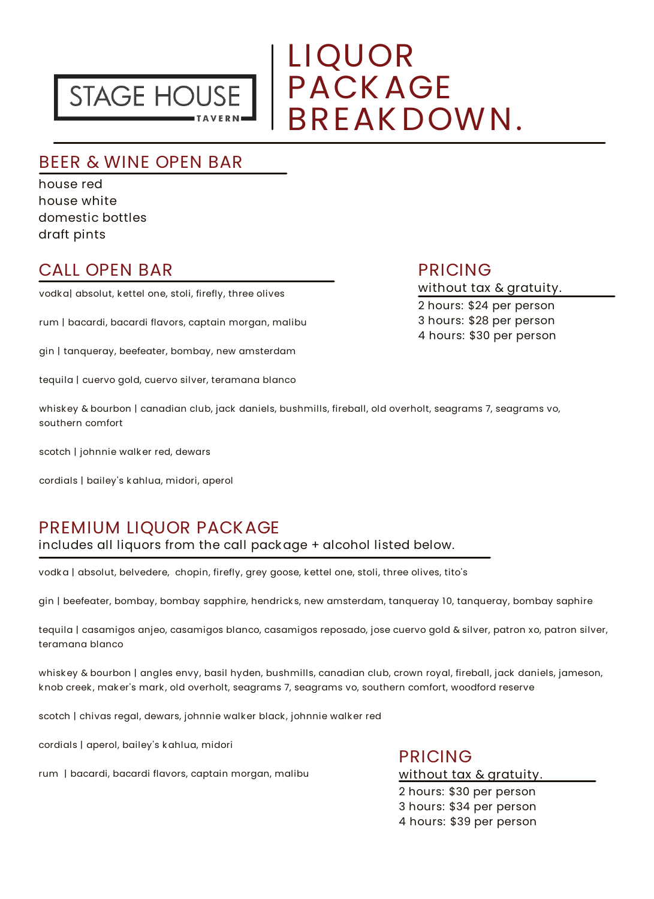STAGE HOUSE TAVERN

# LIQUOR PACKAGE BREAKDOWN.

## BEER & WINE OPEN BAR

house red
house white
domestic bottles
draft pints

## CALL OPEN BAR

vodka| absolut, kettel one, stoli, firefly, three olives

rum | bacardi, bacardi flavors, captain morgan, malibu

gin | tanqueray, beefeater, bombay, new amsterdam

tequila | cuervo gold, cuervo silver, teramana blanco

whiskey & bourbon | canadian club, jack daniels, bushmills, fireball, old overholt, seagrams 7, seagrams vo, southern comfort

scotch | johnnie walker red, dewars

cordials | bailey's kahlua, midori, aperol

### PRICING

without tax & gratuity.

2 hours: $24 per person
3 hours: $28 per person
4 hours: $30 per person

## PREMIUM LIQUOR PACKAGE

includes all liquors from the call package + alcohol listed below.

vodka | absolut, belvedere, chopin, firefly, grey goose, kettel one, stoli, three olives, tito's

gin | beefeater, bombay, bombay sapphire, hendricks, new amsterdam, tanqueray 10, tanqueray, bombay saphire

tequila | casamigos anjeo, casamigos blanco, casamigos reposado, jose cuervo gold & silver, patron xo, patron silver, teramana blanco

whiskey & bourbon | angles envy, basil hyden, bushmills, canadian club, crown royal, fireball, jack daniels, jameson, knob creek, maker's mark, old overholt, seagrams 7, seagrams vo, southern comfort, woodford reserve

scotch | chivas regal, dewars, johnnie walker black, johnnie walker red

cordials | aperol, bailey's kahlua, midori

rum | bacardi, bacardi flavors, captain morgan, malibu

### PRICING

without tax & gratuity.

2 hours: $30 per person
3 hours: $34 per person
4 hours: $39 per person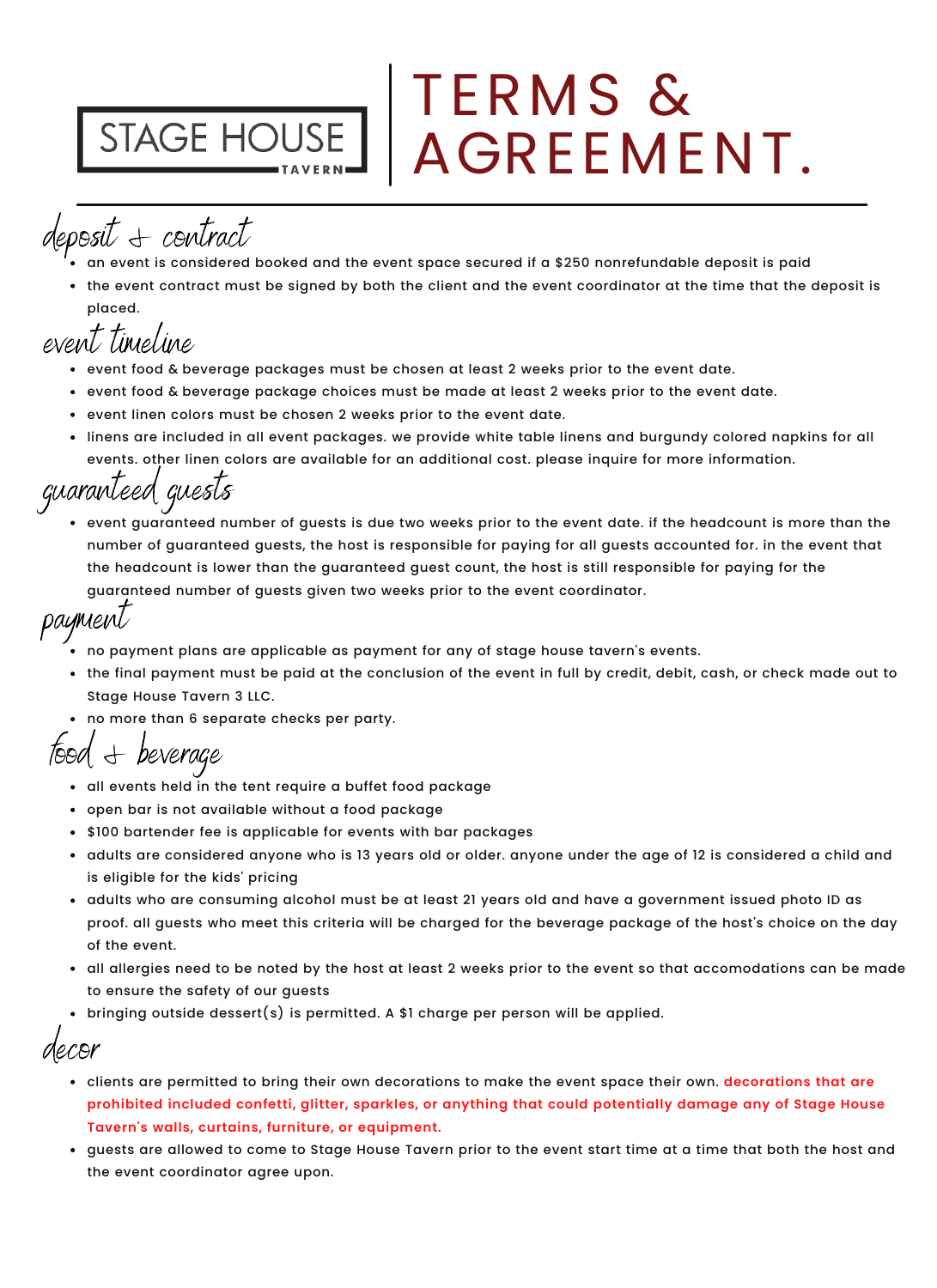STAGE HOUSE TAVERN

# TERMS & AGREEMENT.

## deposit + contract

- an event is considered booked and the event space secured if a $250 nonrefundable deposit is paid
- the event contract must be signed by both the client and the event coordinator at the time that the deposit is placed.

## event timeline

- event food & beverage packages must be chosen at least 2 weeks prior to the event date.
- event food & beverage package choices must be made at least 2 weeks prior to the event date.
- event linen colors must be chosen 2 weeks prior to the event date.
- linens are included in all event packages. we provide white table linens and burgundy colored napkins for all events. other linen colors are available for an additional cost. please inquire for more information.

## guaranteed guests

- event guaranteed number of guests is due two weeks prior to the event date. if the headcount is more than the number of guaranteed guests, the host is responsible for paying for all guests accounted for. in the event that the headcount is lower than the guaranteed guest count, the host is still responsible for paying for the guaranteed number of guests given two weeks prior to the event coordinator.

## payment

- no payment plans are applicable as payment for any of stage house tavern's events.
- the final payment must be paid at the conclusion of the event in full by credit, debit, cash, or check made out to Stage House Tavern 3 LLC.
- no more than 6 separate checks per party.

## food + beverage

- all events held in the tent require a buffet food package
- open bar is not available without a food package
- $100 bartender fee is applicable for events with bar packages
- adults are considered anyone who is 13 years old or older. anyone under the age of 12 is considered a child and is eligible for the kids' pricing
- adults who are consuming alcohol must be at least 21 years old and have a government issued photo ID as proof. all guests who meet this criteria will be charged for the beverage package of the host's choice on the day of the event.
- all allergies need to be noted by the host at least 2 weeks prior to the event so that accomodations can be made to ensure the safety of our guests
- bringing outside dessert(s) is permitted. A $1 charge per person will be applied.

## decor

- clients are permitted to bring their own decorations to make the event space their own. **decorations that are prohibited included confetti, glitter, sparkles, or anything that could potentially damage any of Stage House Tavern's walls, curtains, furniture, or equipment.**
- guests are allowed to come to Stage House Tavern prior to the event start time at a time that both the host and the event coordinator agree upon.